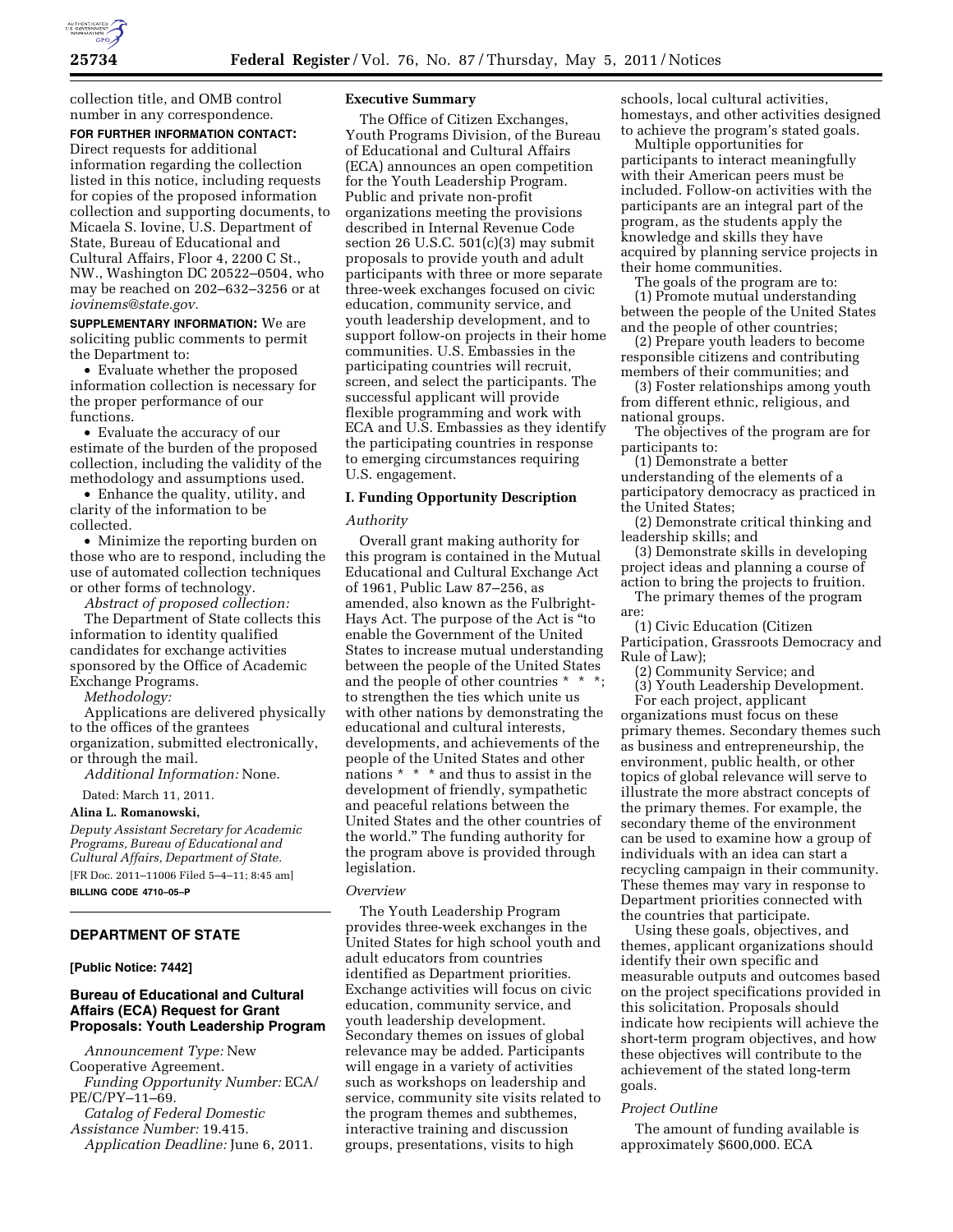collection title, and OMB control number in any correspondence.

**FOR FURTHER INFORMATION CONTACT:** Direct requests for additional information regarding the collection listed in this notice, including requests for copies of the proposed information collection and supporting documents, to Micaela S. Iovine, U.S. Department of State, Bureau of Educational and Cultural Affairs, Floor 4, 2200 C St., NW., Washington DC 20522–0504, who may be reached on 202–632–3256 or at *iovinems@state.gov.*

**SUPPLEMENTARY INFORMATION:** We are soliciting public comments to permit the Department to:

- Evaluate whether the proposed information collection is necessary for the proper performance of our functions.
- Evaluate the accuracy of our estimate of the burden of the proposed collection, including the validity of the methodology and assumptions used.
- Enhance the quality, utility, and clarity of the information to be collected.
- Minimize the reporting burden on those who are to respond, including the use of automated collection techniques or other forms of technology.

*Abstract of proposed collection:*

The Department of State collects this information to identity qualified candidates for exchange activities sponsored by the Office of Academic Exchange Programs.

*Methodology:*

Applications are delivered physically to the offices of the grantees organization, submitted electronically, or through the mail.

*Additional Information:* None.

Dated: March 11, 2011.

**Alina L. Romanowski,**

*Deputy Assistant Secretary for Academic Programs, Bureau of Educational and Cultural Affairs, Department of State.*

[FR Doc. 2011–11006 Filed 5–4–11; 8:45 am]

**BILLING CODE 4710–05–P**

## DEPARTMENT OF STATE

**[Public Notice: 7442]**

### Bureau of Educational and Cultural Affairs (ECA) Request for Grant Proposals: Youth Leadership Program

*Announcement Type:* New Cooperative Agreement.

*Funding Opportunity Number:* ECA/PE/C/PY–11–69.

*Catalog of Federal Domestic Assistance Number:* 19.415.

*Application Deadline:* June 6, 2011.

**Executive Summary**

The Office of Citizen Exchanges, Youth Programs Division, of the Bureau of Educational and Cultural Affairs (ECA) announces an open competition for the Youth Leadership Program. Public and private non-profit organizations meeting the provisions described in Internal Revenue Code section 26 U.S.C. 501(c)(3) may submit proposals to provide youth and adult participants with three or more separate three-week exchanges focused on civic education, community service, and youth leadership development, and to support follow-on projects in their home communities. U.S. Embassies in the participating countries will recruit, screen, and select the participants. The successful applicant will provide flexible programming and work with ECA and U.S. Embassies as they identify the participating countries in response to emerging circumstances requiring U.S. engagement.

**I. Funding Opportunity Description**

*Authority*

Overall grant making authority for this program is contained in the Mutual Educational and Cultural Exchange Act of 1961, Public Law 87–256, as amended, also known as the Fulbright-Hays Act. The purpose of the Act is "to enable the Government of the United States to increase mutual understanding between the people of the United States and the people of other countries * * *; to strengthen the ties which unite us with other nations by demonstrating the educational and cultural interests, developments, and achievements of the people of the United States and other nations * * * and thus to assist in the development of friendly, sympathetic and peaceful relations between the United States and the other countries of the world." The funding authority for the program above is provided through legislation.

*Overview*

The Youth Leadership Program provides three-week exchanges in the United States for high school youth and adult educators from countries identified as Department priorities. Exchange activities will focus on civic education, community service, and youth leadership development. Secondary themes on issues of global relevance may be added. Participants will engage in a variety of activities such as workshops on leadership and service, community site visits related to the program themes and subthemes, interactive training and discussion groups, presentations, visits to high schools, local cultural activities, homestays, and other activities designed to achieve the program's stated goals.

Multiple opportunities for participants to interact meaningfully with their American peers must be included. Follow-on activities with the participants are an integral part of the program, as the students apply the knowledge and skills they have acquired by planning service projects in their home communities.

The goals of the program are to:

(1) Promote mutual understanding between the people of the United States and the people of other countries;

(2) Prepare youth leaders to become responsible citizens and contributing members of their communities; and

(3) Foster relationships among youth from different ethnic, religious, and national groups.

The objectives of the program are for participants to:

(1) Demonstrate a better understanding of the elements of a participatory democracy as practiced in the United States;

(2) Demonstrate critical thinking and leadership skills; and

(3) Demonstrate skills in developing project ideas and planning a course of action to bring the projects to fruition.

The primary themes of the program are:

(1) Civic Education (Citizen Participation, Grassroots Democracy and Rule of Law);

(2) Community Service; and

(3) Youth Leadership Development.

For each project, applicant organizations must focus on these primary themes. Secondary themes such as business and entrepreneurship, the environment, public health, or other topics of global relevance will serve to illustrate the more abstract concepts of the primary themes. For example, the secondary theme of the environment can be used to examine how a group of individuals with an idea can start a recycling campaign in their community. These themes may vary in response to Department priorities connected with the countries that participate.

Using these goals, objectives, and themes, applicant organizations should identify their own specific and measurable outputs and outcomes based on the project specifications provided in this solicitation. Proposals should indicate how recipients will achieve the short-term program objectives, and how these objectives will contribute to the achievement of the stated long-term goals.

*Project Outline*

The amount of funding available is approximately $600,000. ECA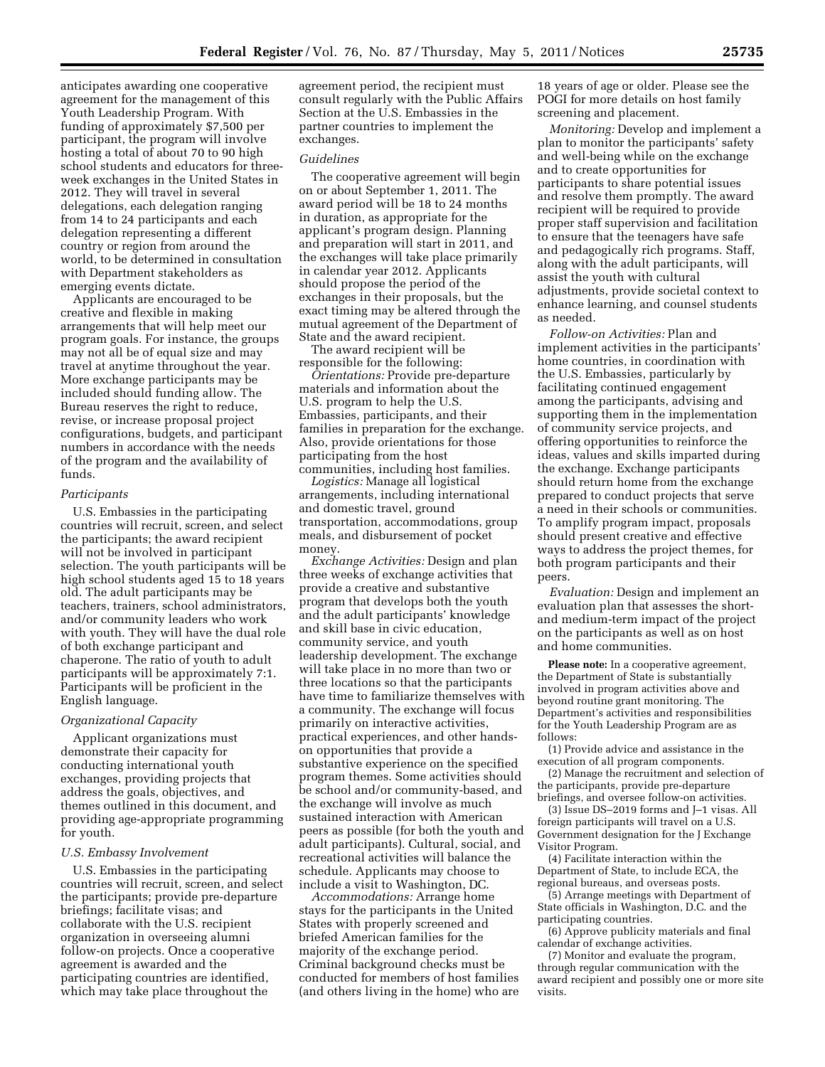anticipates awarding one cooperative agreement for the management of this Youth Leadership Program. With funding of approximately $7,500 per participant, the program will involve hosting a total of about 70 to 90 high school students and educators for three-week exchanges in the United States in 2012. They will travel in several delegations, each delegation ranging from 14 to 24 participants and each delegation representing a different country or region from around the world, to be determined in consultation with Department stakeholders as emerging events dictate.

Applicants are encouraged to be creative and flexible in making arrangements that will help meet our program goals. For instance, the groups may not all be of equal size and may travel at anytime throughout the year. More exchange participants may be included should funding allow. The Bureau reserves the right to reduce, revise, or increase proposal project configurations, budgets, and participant numbers in accordance with the needs of the program and the availability of funds.

*Participants*

U.S. Embassies in the participating countries will recruit, screen, and select the participants; the award recipient will not be involved in participant selection. The youth participants will be high school students aged 15 to 18 years old. The adult participants may be teachers, trainers, school administrators, and/or community leaders who work with youth. They will have the dual role of both exchange participant and chaperone. The ratio of youth to adult participants will be approximately 7:1. Participants will be proficient in the English language.

*Organizational Capacity*

Applicant organizations must demonstrate their capacity for conducting international youth exchanges, providing projects that address the goals, objectives, and themes outlined in this document, and providing age-appropriate programming for youth.

*U.S. Embassy Involvement*

U.S. Embassies in the participating countries will recruit, screen, and select the participants; provide pre-departure briefings; facilitate visas; and collaborate with the U.S. recipient organization in overseeing alumni follow-on projects. Once a cooperative agreement is awarded and the participating countries are identified, which may take place throughout the agreement period, the recipient must consult regularly with the Public Affairs Section at the U.S. Embassies in the partner countries to implement the exchanges.

*Guidelines*

The cooperative agreement will begin on or about September 1, 2011. The award period will be 18 to 24 months in duration, as appropriate for the applicant's program design. Planning and preparation will start in 2011, and the exchanges will take place primarily in calendar year 2012. Applicants should propose the period of the exchanges in their proposals, but the exact timing may be altered through the mutual agreement of the Department of State and the award recipient.

The award recipient will be responsible for the following:

*Orientations:* Provide pre-departure materials and information about the U.S. program to help the U.S. Embassies, participants, and their families in preparation for the exchange. Also, provide orientations for those participating from the host communities, including host families.

*Logistics:* Manage all logistical arrangements, including international and domestic travel, ground transportation, accommodations, group meals, and disbursement of pocket money.

*Exchange Activities:* Design and plan three weeks of exchange activities that provide a creative and substantive program that develops both the youth and the adult participants' knowledge and skill base in civic education, community service, and youth leadership development. The exchange will take place in no more than two or three locations so that the participants have time to familiarize themselves with a community. The exchange will focus primarily on interactive activities, practical experiences, and other hands-on opportunities that provide a substantive experience on the specified program themes. Some activities should be school and/or community-based, and the exchange will involve as much sustained interaction with American peers as possible (for both the youth and adult participants). Cultural, social, and recreational activities will balance the schedule. Applicants may choose to include a visit to Washington, DC.

*Accommodations:* Arrange home stays for the participants in the United States with properly screened and briefed American families for the majority of the exchange period. Criminal background checks must be conducted for members of host families (and others living in the home) who are 18 years of age or older. Please see the POGI for more details on host family screening and placement.

*Monitoring:* Develop and implement a plan to monitor the participants' safety and well-being while on the exchange and to create opportunities for participants to share potential issues and resolve them promptly. The award recipient will be required to provide proper staff supervision and facilitation to ensure that the teenagers have safe and pedagogically rich programs. Staff, along with the adult participants, will assist the youth with cultural adjustments, provide societal context to enhance learning, and counsel students as needed.

*Follow-on Activities:* Plan and implement activities in the participants' home countries, in coordination with the U.S. Embassies, particularly by facilitating continued engagement among the participants, advising and supporting them in the implementation of community service projects, and offering opportunities to reinforce the ideas, values and skills imparted during the exchange. Exchange participants should return home from the exchange prepared to conduct projects that serve a need in their schools or communities. To amplify program impact, proposals should present creative and effective ways to address the project themes, for both program participants and their peers.

*Evaluation:* Design and implement an evaluation plan that assesses the short- and medium-term impact of the project on the participants as well as on host and home communities.

**Please note:** In a cooperative agreement, the Department of State is substantially involved in program activities above and beyond routine grant monitoring. The Department's activities and responsibilities for the Youth Leadership Program are as follows:

(1) Provide advice and assistance in the execution of all program components.

(2) Manage the recruitment and selection of the participants, provide pre-departure briefings, and oversee follow-on activities.

(3) Issue DS–2019 forms and J–1 visas. All foreign participants will travel on a U.S. Government designation for the J Exchange Visitor Program.

(4) Facilitate interaction within the Department of State, to include ECA, the regional bureaus, and overseas posts.

(5) Arrange meetings with Department of State officials in Washington, D.C. and the participating countries.

(6) Approve publicity materials and final calendar of exchange activities.

(7) Monitor and evaluate the program, through regular communication with the award recipient and possibly one or more site visits.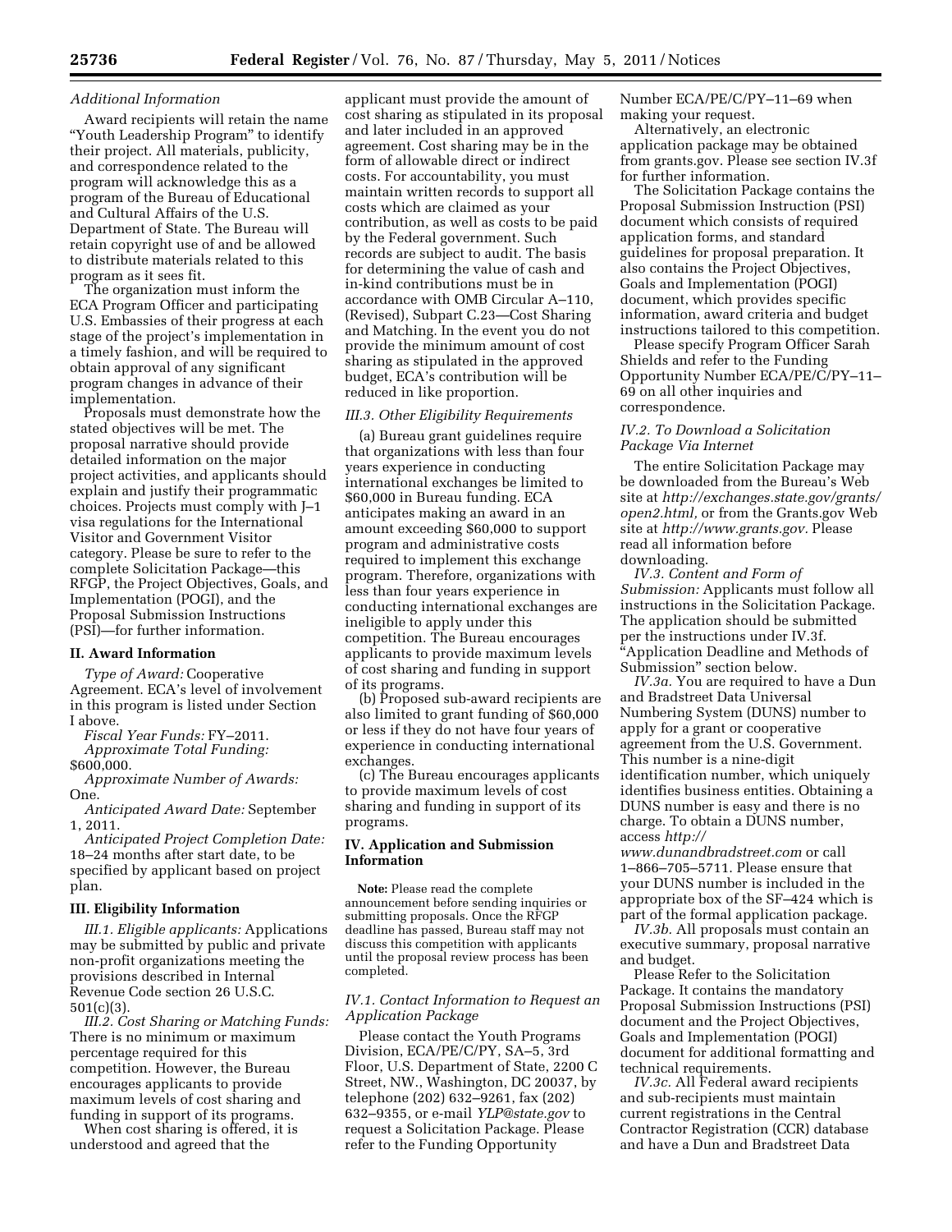*Additional Information*

Award recipients will retain the name "Youth Leadership Program" to identify their project. All materials, publicity, and correspondence related to the program will acknowledge this as a program of the Bureau of Educational and Cultural Affairs of the U.S. Department of State. The Bureau will retain copyright use of and be allowed to distribute materials related to this program as it sees fit.

The organization must inform the ECA Program Officer and participating U.S. Embassies of their progress at each stage of the project's implementation in a timely fashion, and will be required to obtain approval of any significant program changes in advance of their implementation.

Proposals must demonstrate how the stated objectives will be met. The proposal narrative should provide detailed information on the major project activities, and applicants should explain and justify their programmatic choices. Projects must comply with J–1 visa regulations for the International Visitor and Government Visitor category. Please be sure to refer to the complete Solicitation Package—this RFGP, the Project Objectives, Goals, and Implementation (POGI), and the Proposal Submission Instructions (PSI)—for further information.

## II. Award Information

*Type of Award:* Cooperative Agreement. ECA's level of involvement in this program is listed under Section I above.

*Fiscal Year Funds:* FY–2011.

*Approximate Total Funding:* $600,000.

*Approximate Number of Awards:* One.

*Anticipated Award Date:* September 1, 2011.

*Anticipated Project Completion Date:* 18–24 months after start date, to be specified by applicant based on project plan.

## III. Eligibility Information

*III.1. Eligible applicants:* Applications may be submitted by public and private non-profit organizations meeting the provisions described in Internal Revenue Code section 26 U.S.C. 501(c)(3).

*III.2. Cost Sharing or Matching Funds:* There is no minimum or maximum percentage required for this competition. However, the Bureau encourages applicants to provide maximum levels of cost sharing and funding in support of its programs.

When cost sharing is offered, it is understood and agreed that the applicant must provide the amount of cost sharing as stipulated in its proposal and later included in an approved agreement. Cost sharing may be in the form of allowable direct or indirect costs. For accountability, you must maintain written records to support all costs which are claimed as your contribution, as well as costs to be paid by the Federal government. Such records are subject to audit. The basis for determining the value of cash and in-kind contributions must be in accordance with OMB Circular A–110, (Revised), Subpart C.23—Cost Sharing and Matching. In the event you do not provide the minimum amount of cost sharing as stipulated in the approved budget, ECA's contribution will be reduced in like proportion.

*III.3. Other Eligibility Requirements*

(a) Bureau grant guidelines require that organizations with less than four years experience in conducting international exchanges be limited to $60,000 in Bureau funding. ECA anticipates making an award in an amount exceeding $60,000 to support program and administrative costs required to implement this exchange program. Therefore, organizations with less than four years experience in conducting international exchanges are ineligible to apply under this competition. The Bureau encourages applicants to provide maximum levels of cost sharing and funding in support of its programs.

(b) Proposed sub-award recipients are also limited to grant funding of $60,000 or less if they do not have four years of experience in conducting international exchanges.

(c) The Bureau encourages applicants to provide maximum levels of cost sharing and funding in support of its programs.

## IV. Application and Submission Information

**Note:** Please read the complete announcement before sending inquiries or submitting proposals. Once the RFGP deadline has passed, Bureau staff may not discuss this competition with applicants until the proposal review process has been completed.

*IV.1. Contact Information to Request an Application Package*

Please contact the Youth Programs Division, ECA/PE/C/PY, SA–5, 3rd Floor, U.S. Department of State, 2200 C Street, NW., Washington, DC 20037, by telephone (202) 632–9261, fax (202) 632–9355, or e-mail *YLP@state.gov* to request a Solicitation Package. Please refer to the Funding Opportunity Number ECA/PE/C/PY–11–69 when making your request.

Alternatively, an electronic application package may be obtained from grants.gov. Please see section IV.3f for further information.

The Solicitation Package contains the Proposal Submission Instruction (PSI) document which consists of required application forms, and standard guidelines for proposal preparation. It also contains the Project Objectives, Goals and Implementation (POGI) document, which provides specific information, award criteria and budget instructions tailored to this competition.

Please specify Program Officer Sarah Shields and refer to the Funding Opportunity Number ECA/PE/C/PY–11–69 on all other inquiries and correspondence.

*IV.2. To Download a Solicitation Package Via Internet*

The entire Solicitation Package may be downloaded from the Bureau's Web site at *http://exchanges.state.gov/grants/open2.html,* or from the Grants.gov Web site at *http://www.grants.gov.* Please read all information before downloading.

*IV.3. Content and Form of Submission:* Applicants must follow all instructions in the Solicitation Package. The application should be submitted per the instructions under IV.3f. "Application Deadline and Methods of Submission" section below.

*IV.3a.* You are required to have a Dun and Bradstreet Data Universal Numbering System (DUNS) number to apply for a grant or cooperative agreement from the U.S. Government. This number is a nine-digit identification number, which uniquely identifies business entities. Obtaining a DUNS number is easy and there is no charge. To obtain a DUNS number, access *http://www.dunandbradstreet.com* or call 1–866–705–5711. Please ensure that your DUNS number is included in the appropriate box of the SF–424 which is part of the formal application package.

*IV.3b.* All proposals must contain an executive summary, proposal narrative and budget.

Please Refer to the Solicitation Package. It contains the mandatory Proposal Submission Instructions (PSI) document and the Project Objectives, Goals and Implementation (POGI) document for additional formatting and technical requirements.

*IV.3c.* All Federal award recipients and sub-recipients must maintain current registrations in the Central Contractor Registration (CCR) database and have a Dun and Bradstreet Data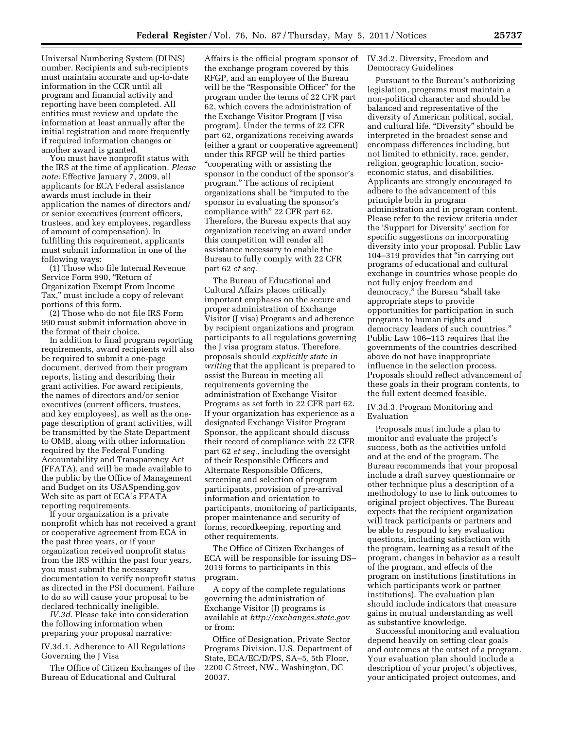Universal Numbering System (DUNS) number. Recipients and sub-recipients must maintain accurate and up-to-date information in the CCR until all program and financial activity and reporting have been completed. All entities must review and update the information at least annually after the initial registration and more frequently if required information changes or another award is granted.

You must have nonprofit status with the IRS at the time of application. *Please note:* Effective January 7, 2009, all applicants for ECA Federal assistance awards must include in their application the names of directors and/or senior executives (current officers, trustees, and key employees, regardless of amount of compensation). In fulfilling this requirement, applicants must submit information in one of the following ways:

(1) Those who file Internal Revenue Service Form 990, "Return of Organization Exempt From Income Tax," must include a copy of relevant portions of this form.

(2) Those who do not file IRS Form 990 must submit information above in the format of their choice.

In addition to final program reporting requirements, award recipients will also be required to submit a one-page document, derived from their program reports, listing and describing their grant activities. For award recipients, the names of directors and/or senior executives (current officers, trustees, and key employees), as well as the one-page description of grant activities, will be transmitted by the State Department to OMB, along with other information required by the Federal Funding Accountability and Transparency Act (FFATA), and will be made available to the public by the Office of Management and Budget on its USASpending.gov Web site as part of ECA's FFATA reporting requirements.

If your organization is a private nonprofit which has not received a grant or cooperative agreement from ECA in the past three years, or if your organization received nonprofit status from the IRS within the past four years, you must submit the necessary documentation to verify nonprofit status as directed in the PSI document. Failure to do so will cause your proposal to be declared technically ineligible.

*IV.3d.* Please take into consideration the following information when preparing your proposal narrative:

IV.3d.1. Adherence to All Regulations Governing the J Visa

The Office of Citizen Exchanges of the Bureau of Educational and Cultural Affairs is the official program sponsor of the exchange program covered by this RFGP, and an employee of the Bureau will be the "Responsible Officer" for the program under the terms of 22 CFR part 62, which covers the administration of the Exchange Visitor Program (J visa program). Under the terms of 22 CFR part 62, organizations receiving awards (either a grant or cooperative agreement) under this RFGP will be third parties "cooperating with or assisting the sponsor in the conduct of the sponsor's program." The actions of recipient organizations shall be "imputed to the sponsor in evaluating the sponsor's compliance with" 22 CFR part 62. Therefore, the Bureau expects that any organization receiving an award under this competition will render all assistance necessary to enable the Bureau to fully comply with 22 CFR part 62 *et seq.*

The Bureau of Educational and Cultural Affairs places critically important emphases on the secure and proper administration of Exchange Visitor (J visa) Programs and adherence by recipient organizations and program participants to all regulations governing the J visa program status. Therefore, proposals should *explicitly state in writing* that the applicant is prepared to assist the Bureau in meeting all requirements governing the administration of Exchange Visitor Programs as set forth in 22 CFR part 62. If your organization has experience as a designated Exchange Visitor Program Sponsor, the applicant should discuss their record of compliance with 22 CFR part 62 *et seq.,* including the oversight of their Responsible Officers and Alternate Responsible Officers, screening and selection of program participants, provision of pre-arrival information and orientation to participants, monitoring of participants, proper maintenance and security of forms, recordkeeping, reporting and other requirements.

The Office of Citizen Exchanges of ECA will be responsible for issuing DS–2019 forms to participants in this program.

A copy of the complete regulations governing the administration of Exchange Visitor (J) programs is available at *http://exchanges.state.gov* or from:

Office of Designation, Private Sector Programs Division, U.S. Department of State, ECA/EC/D/PS, SA–5, 5th Floor, 2200 C Street, NW., Washington, DC 20037.

IV.3d.2. Diversity, Freedom and Democracy Guidelines

Pursuant to the Bureau's authorizing legislation, programs must maintain a non-political character and should be balanced and representative of the diversity of American political, social, and cultural life. "Diversity" should be interpreted in the broadest sense and encompass differences including, but not limited to ethnicity, race, gender, religion, geographic location, socio-economic status, and disabilities. Applicants are strongly encouraged to adhere to the advancement of this principle both in program administration and in program content. Please refer to the review criteria under the 'Support for Diversity' section for specific suggestions on incorporating diversity into your proposal. Public Law 104–319 provides that "in carrying out programs of educational and cultural exchange in countries whose people do not fully enjoy freedom and democracy," the Bureau "shall take appropriate steps to provide opportunities for participation in such programs to human rights and democracy leaders of such countries." Public Law 106–113 requires that the governments of the countries described above do not have inappropriate influence in the selection process. Proposals should reflect advancement of these goals in their program contents, to the full extent deemed feasible.

IV.3d.3. Program Monitoring and Evaluation

Proposals must include a plan to monitor and evaluate the project's success, both as the activities unfold and at the end of the program. The Bureau recommends that your proposal include a draft survey questionnaire or other technique plus a description of a methodology to use to link outcomes to original project objectives. The Bureau expects that the recipient organization will track participants or partners and be able to respond to key evaluation questions, including satisfaction with the program, learning as a result of the program, changes in behavior as a result of the program, and effects of the program on institutions (institutions in which participants work or partner institutions). The evaluation plan should include indicators that measure gains in mutual understanding as well as substantive knowledge.

Successful monitoring and evaluation depend heavily on setting clear goals and outcomes at the outset of a program. Your evaluation plan should include a description of your project's objectives, your anticipated project outcomes, and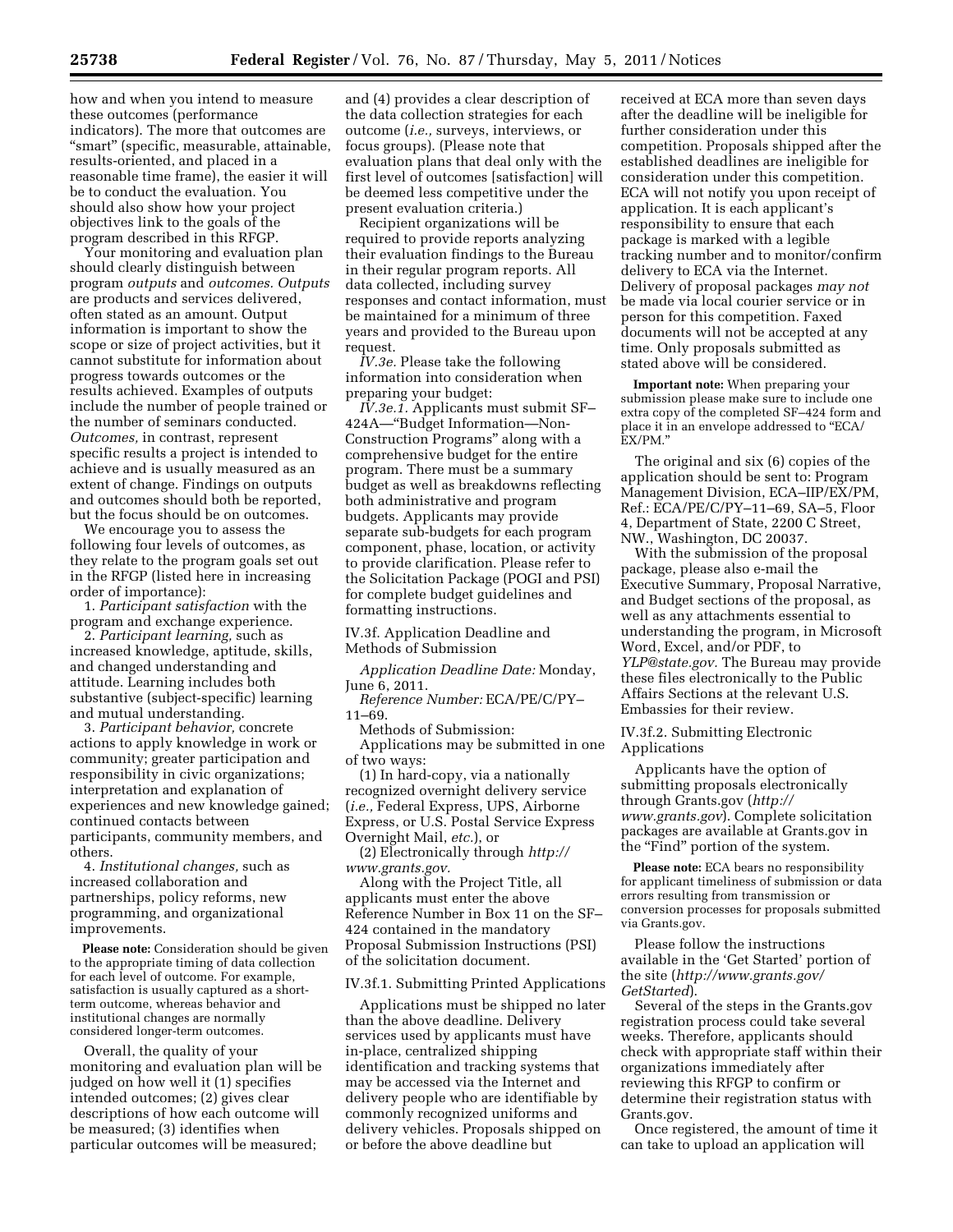how and when you intend to measure these outcomes (performance indicators). The more that outcomes are "smart" (specific, measurable, attainable, results-oriented, and placed in a reasonable time frame), the easier it will be to conduct the evaluation. You should also show how your project objectives link to the goals of the program described in this RFGP.

Your monitoring and evaluation plan should clearly distinguish between program *outputs* and *outcomes. Outputs* are products and services delivered, often stated as an amount. Output information is important to show the scope or size of project activities, but it cannot substitute for information about progress towards outcomes or the results achieved. Examples of outputs include the number of people trained or the number of seminars conducted. *Outcomes,* in contrast, represent specific results a project is intended to achieve and is usually measured as an extent of change. Findings on outputs and outcomes should both be reported, but the focus should be on outcomes.

We encourage you to assess the following four levels of outcomes, as they relate to the program goals set out in the RFGP (listed here in increasing order of importance):

1. *Participant satisfaction* with the program and exchange experience.
2. *Participant learning,* such as increased knowledge, aptitude, skills, and changed understanding and attitude. Learning includes both substantive (subject-specific) learning and mutual understanding.
3. *Participant behavior,* concrete actions to apply knowledge in work or community; greater participation and responsibility in civic organizations; interpretation and explanation of experiences and new knowledge gained; continued contacts between participants, community members, and others.
4. *Institutional changes,* such as increased collaboration and partnerships, policy reforms, new programming, and organizational improvements.

**Please note:** Consideration should be given to the appropriate timing of data collection for each level of outcome. For example, satisfaction is usually captured as a short-term outcome, whereas behavior and institutional changes are normally considered longer-term outcomes.

Overall, the quality of your monitoring and evaluation plan will be judged on how well it (1) specifies intended outcomes; (2) gives clear descriptions of how each outcome will be measured; (3) identifies when particular outcomes will be measured; and (4) provides a clear description of the data collection strategies for each outcome (*i.e.,* surveys, interviews, or focus groups). (Please note that evaluation plans that deal only with the first level of outcomes [satisfaction] will be deemed less competitive under the present evaluation criteria.)

Recipient organizations will be required to provide reports analyzing their evaluation findings to the Bureau in their regular program reports. All data collected, including survey responses and contact information, must be maintained for a minimum of three years and provided to the Bureau upon request.

*IV.3e.* Please take the following information into consideration when preparing your budget:

*IV.3e.1.* Applicants must submit SF–424A—"Budget Information—Non-Construction Programs" along with a comprehensive budget for the entire program. There must be a summary budget as well as breakdowns reflecting both administrative and program budgets. Applicants may provide separate sub-budgets for each program component, phase, location, or activity to provide clarification. Please refer to the Solicitation Package (POGI and PSI) for complete budget guidelines and formatting instructions.

IV.3f. Application Deadline and Methods of Submission

*Application Deadline Date:* Monday, June 6, 2011.

*Reference Number:* ECA/PE/C/PY–11–69.

Methods of Submission:

Applications may be submitted in one of two ways:

(1) In hard-copy, via a nationally recognized overnight delivery service (*i.e.,* Federal Express, UPS, Airborne Express, or U.S. Postal Service Express Overnight Mail, *etc.*), or

(2) Electronically through *http://www.grants.gov.*

Along with the Project Title, all applicants must enter the above Reference Number in Box 11 on the SF–424 contained in the mandatory Proposal Submission Instructions (PSI) of the solicitation document.

IV.3f.1. Submitting Printed Applications

Applications must be shipped no later than the above deadline. Delivery services used by applicants must have in-place, centralized shipping identification and tracking systems that may be accessed via the Internet and delivery people who are identifiable by commonly recognized uniforms and delivery vehicles. Proposals shipped on or before the above deadline but received at ECA more than seven days after the deadline will be ineligible for further consideration under this competition. Proposals shipped after the established deadlines are ineligible for consideration under this competition. ECA will not notify you upon receipt of application. It is each applicant's responsibility to ensure that each package is marked with a legible tracking number and to monitor/confirm delivery to ECA via the Internet. Delivery of proposal packages *may not* be made via local courier service or in person for this competition. Faxed documents will not be accepted at any time. Only proposals submitted as stated above will be considered.

**Important note:** When preparing your submission please make sure to include one extra copy of the completed SF–424 form and place it in an envelope addressed to "ECA/EX/PM."

The original and six (6) copies of the application should be sent to: Program Management Division, ECA–IIP/EX/PM, Ref.: ECA/PE/C/PY–11–69, SA–5, Floor 4, Department of State, 2200 C Street, NW., Washington, DC 20037.

With the submission of the proposal package, please also e-mail the Executive Summary, Proposal Narrative, and Budget sections of the proposal, as well as any attachments essential to understanding the program, in Microsoft Word, Excel, and/or PDF, to *YLP@state.gov.* The Bureau may provide these files electronically to the Public Affairs Sections at the relevant U.S. Embassies for their review.

IV.3f.2. Submitting Electronic Applications

Applicants have the option of submitting proposals electronically through Grants.gov (*http://www.grants.gov*). Complete solicitation packages are available at Grants.gov in the "Find" portion of the system.

**Please note:** ECA bears no responsibility for applicant timeliness of submission or data errors resulting from transmission or conversion processes for proposals submitted via Grants.gov.

Please follow the instructions available in the 'Get Started' portion of the site (*http://www.grants.gov/GetStarted*).

Several of the steps in the Grants.gov registration process could take several weeks. Therefore, applicants should check with appropriate staff within their organizations immediately after reviewing this RFGP to confirm or determine their registration status with Grants.gov.

Once registered, the amount of time it can take to upload an application will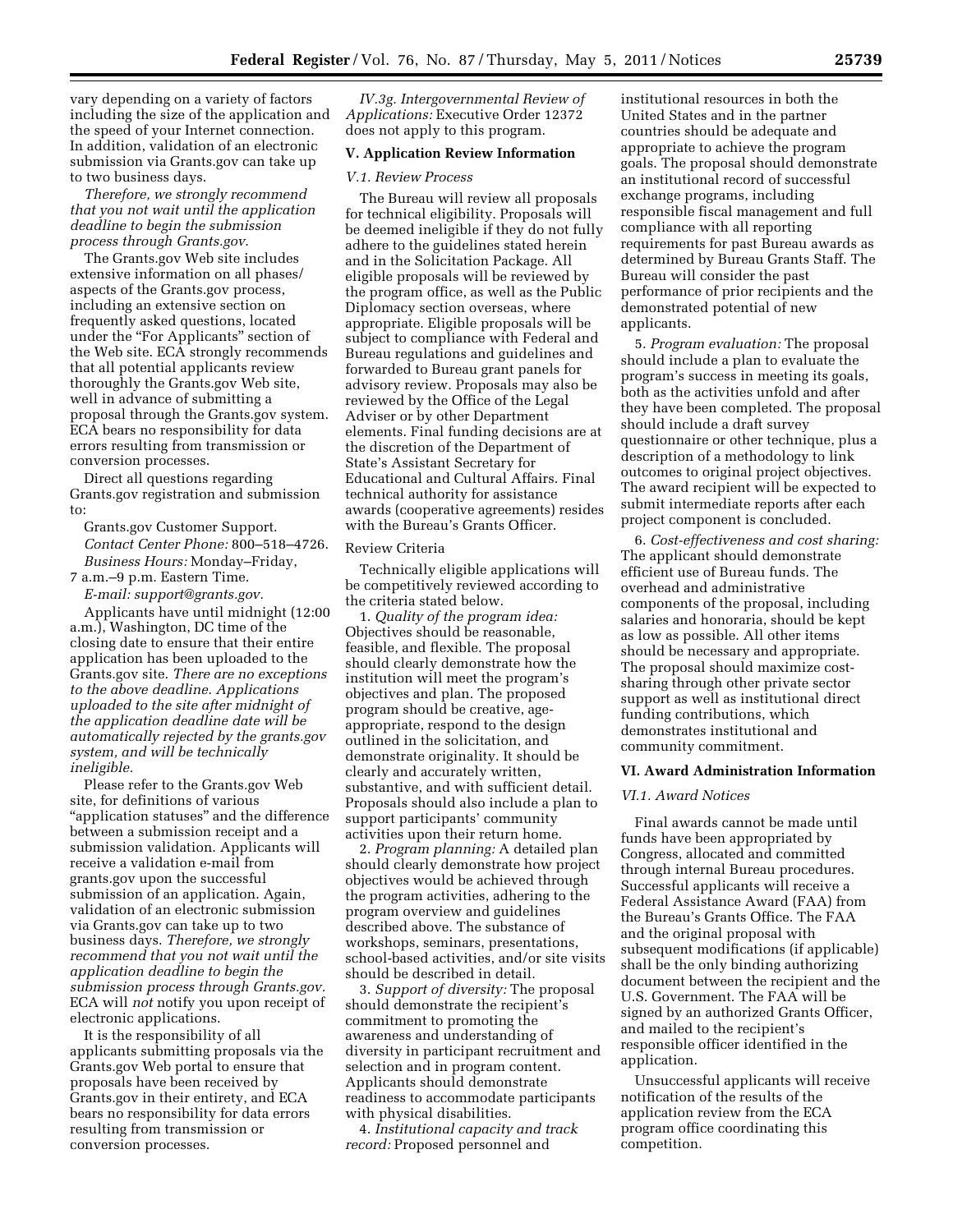vary depending on a variety of factors including the size of the application and the speed of your Internet connection. In addition, validation of an electronic submission via Grants.gov can take up to two business days.

*Therefore, we strongly recommend that you not wait until the application deadline to begin the submission process through Grants.gov.*

The Grants.gov Web site includes extensive information on all phases/aspects of the Grants.gov process, including an extensive section on frequently asked questions, located under the "For Applicants" section of the Web site. ECA strongly recommends that all potential applicants review thoroughly the Grants.gov Web site, well in advance of submitting a proposal through the Grants.gov system. ECA bears no responsibility for data errors resulting from transmission or conversion processes.

Direct all questions regarding Grants.gov registration and submission to:

Grants.gov Customer Support.
*Contact Center Phone:* 800–518–4726.
*Business Hours:* Monday–Friday, 7 a.m.–9 p.m. Eastern Time.
*E-mail: support@grants.gov.*

Applicants have until midnight (12:00 a.m.), Washington, DC time of the closing date to ensure that their entire application has been uploaded to the Grants.gov site. *There are no exceptions to the above deadline. Applications uploaded to the site after midnight of the application deadline date will be automatically rejected by the grants.gov system, and will be technically ineligible.*

Please refer to the Grants.gov Web site, for definitions of various "application statuses" and the difference between a submission receipt and a submission validation. Applicants will receive a validation e-mail from grants.gov upon the successful submission of an application. Again, validation of an electronic submission via Grants.gov can take up to two business days. *Therefore, we strongly recommend that you not wait until the application deadline to begin the submission process through Grants.gov.* ECA will *not* notify you upon receipt of electronic applications.

It is the responsibility of all applicants submitting proposals via the Grants.gov Web portal to ensure that proposals have been received by Grants.gov in their entirety, and ECA bears no responsibility for data errors resulting from transmission or conversion processes.

*IV.3g. Intergovernmental Review of Applications:* Executive Order 12372 does not apply to this program.

## V. Application Review Information

### *V.1. Review Process*

The Bureau will review all proposals for technical eligibility. Proposals will be deemed ineligible if they do not fully adhere to the guidelines stated herein and in the Solicitation Package. All eligible proposals will be reviewed by the program office, as well as the Public Diplomacy section overseas, where appropriate. Eligible proposals will be subject to compliance with Federal and Bureau regulations and guidelines and forwarded to Bureau grant panels for advisory review. Proposals may also be reviewed by the Office of the Legal Adviser or by other Department elements. Final funding decisions are at the discretion of the Department of State's Assistant Secretary for Educational and Cultural Affairs. Final technical authority for assistance awards (cooperative agreements) resides with the Bureau's Grants Officer.

### Review Criteria

Technically eligible applications will be competitively reviewed according to the criteria stated below.

1. *Quality of the program idea:* Objectives should be reasonable, feasible, and flexible. The proposal should clearly demonstrate how the institution will meet the program's objectives and plan. The proposed program should be creative, age-appropriate, respond to the design outlined in the solicitation, and demonstrate originality. It should be clearly and accurately written, substantive, and with sufficient detail. Proposals should also include a plan to support participants' community activities upon their return home.

2. *Program planning:* A detailed plan should clearly demonstrate how project objectives would be achieved through the program activities, adhering to the program overview and guidelines described above. The substance of workshops, seminars, presentations, school-based activities, and/or site visits should be described in detail.

3. *Support of diversity:* The proposal should demonstrate the recipient's commitment to promoting the awareness and understanding of diversity in participant recruitment and selection and in program content. Applicants should demonstrate readiness to accommodate participants with physical disabilities.

4. *Institutional capacity and track record:* Proposed personnel and institutional resources in both the United States and in the partner countries should be adequate and appropriate to achieve the program goals. The proposal should demonstrate an institutional record of successful exchange programs, including responsible fiscal management and full compliance with all reporting requirements for past Bureau awards as determined by Bureau Grants Staff. The Bureau will consider the past performance of prior recipients and the demonstrated potential of new applicants.

5. *Program evaluation:* The proposal should include a plan to evaluate the program's success in meeting its goals, both as the activities unfold and after they have been completed. The proposal should include a draft survey questionnaire or other technique, plus a description of a methodology to link outcomes to original project objectives. The award recipient will be expected to submit intermediate reports after each project component is concluded.

6. *Cost-effectiveness and cost sharing:* The applicant should demonstrate efficient use of Bureau funds. The overhead and administrative components of the proposal, including salaries and honoraria, should be kept as low as possible. All other items should be necessary and appropriate. The proposal should maximize cost-sharing through other private sector support as well as institutional direct funding contributions, which demonstrates institutional and community commitment.

## VI. Award Administration Information

### *VI.1. Award Notices*

Final awards cannot be made until funds have been appropriated by Congress, allocated and committed through internal Bureau procedures. Successful applicants will receive a Federal Assistance Award (FAA) from the Bureau's Grants Office. The FAA and the original proposal with subsequent modifications (if applicable) shall be the only binding authorizing document between the recipient and the U.S. Government. The FAA will be signed by an authorized Grants Officer, and mailed to the recipient's responsible officer identified in the application.

Unsuccessful applicants will receive notification of the results of the application review from the ECA program office coordinating this competition.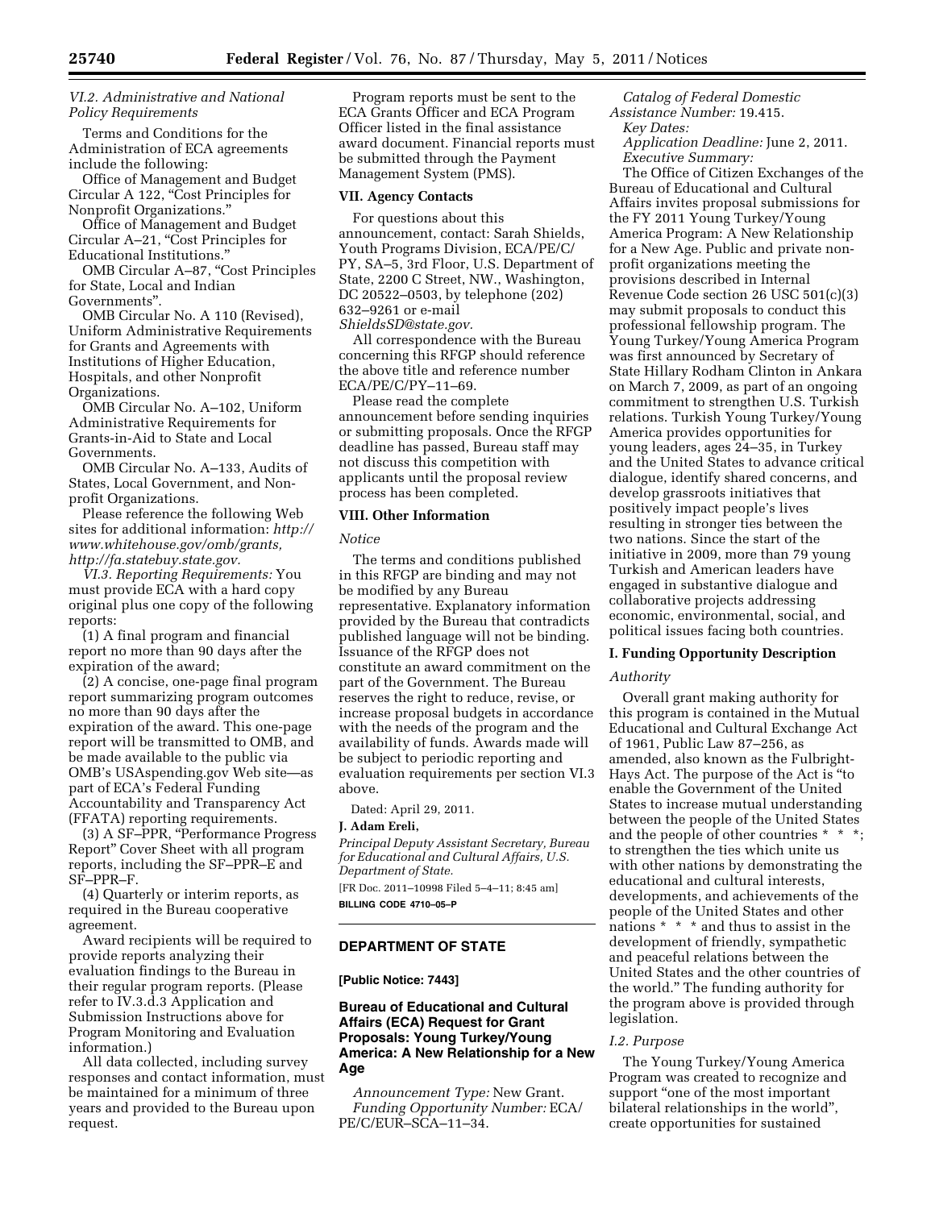### VI.2. Administrative and National Policy Requirements

Terms and Conditions for the Administration of ECA agreements include the following:

Office of Management and Budget Circular A 122, "Cost Principles for Nonprofit Organizations."

Office of Management and Budget Circular A–21, "Cost Principles for Educational Institutions."

OMB Circular A–87, "Cost Principles for State, Local and Indian Governments".

OMB Circular No. A 110 (Revised), Uniform Administrative Requirements for Grants and Agreements with Institutions of Higher Education, Hospitals, and other Nonprofit Organizations.

OMB Circular No. A–102, Uniform Administrative Requirements for Grants-in-Aid to State and Local Governments.

OMB Circular No. A–133, Audits of States, Local Government, and Non-profit Organizations.

Please reference the following Web sites for additional information: *http://www.whitehouse.gov/omb/grants, http://fa.statebuy.state.gov.*

*VI.3. Reporting Requirements:* You must provide ECA with a hard copy original plus one copy of the following reports:

(1) A final program and financial report no more than 90 days after the expiration of the award;

(2) A concise, one-page final program report summarizing program outcomes no more than 90 days after the expiration of the award. This one-page report will be transmitted to OMB, and be made available to the public via OMB's USAspending.gov Web site—as part of ECA's Federal Funding Accountability and Transparency Act (FFATA) reporting requirements.

(3) A SF–PPR, "Performance Progress Report" Cover Sheet with all program reports, including the SF–PPR–E and SF–PPR–F.

(4) Quarterly or interim reports, as required in the Bureau cooperative agreement.

Award recipients will be required to provide reports analyzing their evaluation findings to the Bureau in their regular program reports. (Please refer to IV.3.d.3 Application and Submission Instructions above for Program Monitoring and Evaluation information.)

All data collected, including survey responses and contact information, must be maintained for a minimum of three years and provided to the Bureau upon request.

Program reports must be sent to the ECA Grants Officer and ECA Program Officer listed in the final assistance award document. Financial reports must be submitted through the Payment Management System (PMS).

## VII. Agency Contacts

For questions about this announcement, contact: Sarah Shields, Youth Programs Division, ECA/PE/C/PY, SA–5, 3rd Floor, U.S. Department of State, 2200 C Street, NW., Washington, DC 20522–0503, by telephone (202) 632–9261 or e-mail *ShieldsSD@state.gov.*

All correspondence with the Bureau concerning this RFGP should reference the above title and reference number ECA/PE/C/PY–11–69.

Please read the complete announcement before sending inquiries or submitting proposals. Once the RFGP deadline has passed, Bureau staff may not discuss this competition with applicants until the proposal review process has been completed.

## VIII. Other Information

*Notice*

The terms and conditions published in this RFGP are binding and may not be modified by any Bureau representative. Explanatory information provided by the Bureau that contradicts published language will not be binding. Issuance of the RFGP does not constitute an award commitment on the part of the Government. The Bureau reserves the right to reduce, revise, or increase proposal budgets in accordance with the needs of the program and the availability of funds. Awards made will be subject to periodic reporting and evaluation requirements per section VI.3 above.

Dated: April 29, 2011.

**J. Adam Ereli,**

*Principal Deputy Assistant Secretary, Bureau for Educational and Cultural Affairs, U.S. Department of State.*

[FR Doc. 2011–10998 Filed 5–4–11; 8:45 am]

**BILLING CODE 4710–05–P**

---

# DEPARTMENT OF STATE

**[Public Notice: 7443]**

## Bureau of Educational and Cultural Affairs (ECA) Request for Grant Proposals: Young Turkey/Young America: A New Relationship for a New Age

*Announcement Type:* New Grant.

*Funding Opportunity Number:* ECA/PE/C/EUR–SCA–11–34.

*Catalog of Federal Domestic Assistance Number:* 19.415.

*Key Dates:*

*Application Deadline:* June 2, 2011.

*Executive Summary:*

The Office of Citizen Exchanges of the Bureau of Educational and Cultural Affairs invites proposal submissions for the FY 2011 Young Turkey/Young America Program: A New Relationship for a New Age. Public and private non-profit organizations meeting the provisions described in Internal Revenue Code section 26 USC 501(c)(3) may submit proposals to conduct this professional fellowship program. The Young Turkey/Young America Program was first announced by Secretary of State Hillary Rodham Clinton in Ankara on March 7, 2009, as part of an ongoing commitment to strengthen U.S. Turkish relations. Turkish Young Turkey/Young America provides opportunities for young leaders, ages 24–35, in Turkey and the United States to advance critical dialogue, identify shared concerns, and develop grassroots initiatives that positively impact people's lives resulting in stronger ties between the two nations. Since the start of the initiative in 2009, more than 79 young Turkish and American leaders have engaged in substantive dialogue and collaborative projects addressing economic, environmental, social, and political issues facing both countries.

## I. Funding Opportunity Description

*Authority*

Overall grant making authority for this program is contained in the Mutual Educational and Cultural Exchange Act of 1961, Public Law 87–256, as amended, also known as the Fulbright-Hays Act. The purpose of the Act is "to enable the Government of the United States to increase mutual understanding between the people of the United States and the people of other countries * * *; to strengthen the ties which unite us with other nations by demonstrating the educational and cultural interests, developments, and achievements of the people of the United States and other nations * * * and thus to assist in the development of friendly, sympathetic and peaceful relations between the United States and the other countries of the world." The funding authority for the program above is provided through legislation.

*I.2. Purpose*

The Young Turkey/Young America Program was created to recognize and support "one of the most important bilateral relationships in the world", create opportunities for sustained